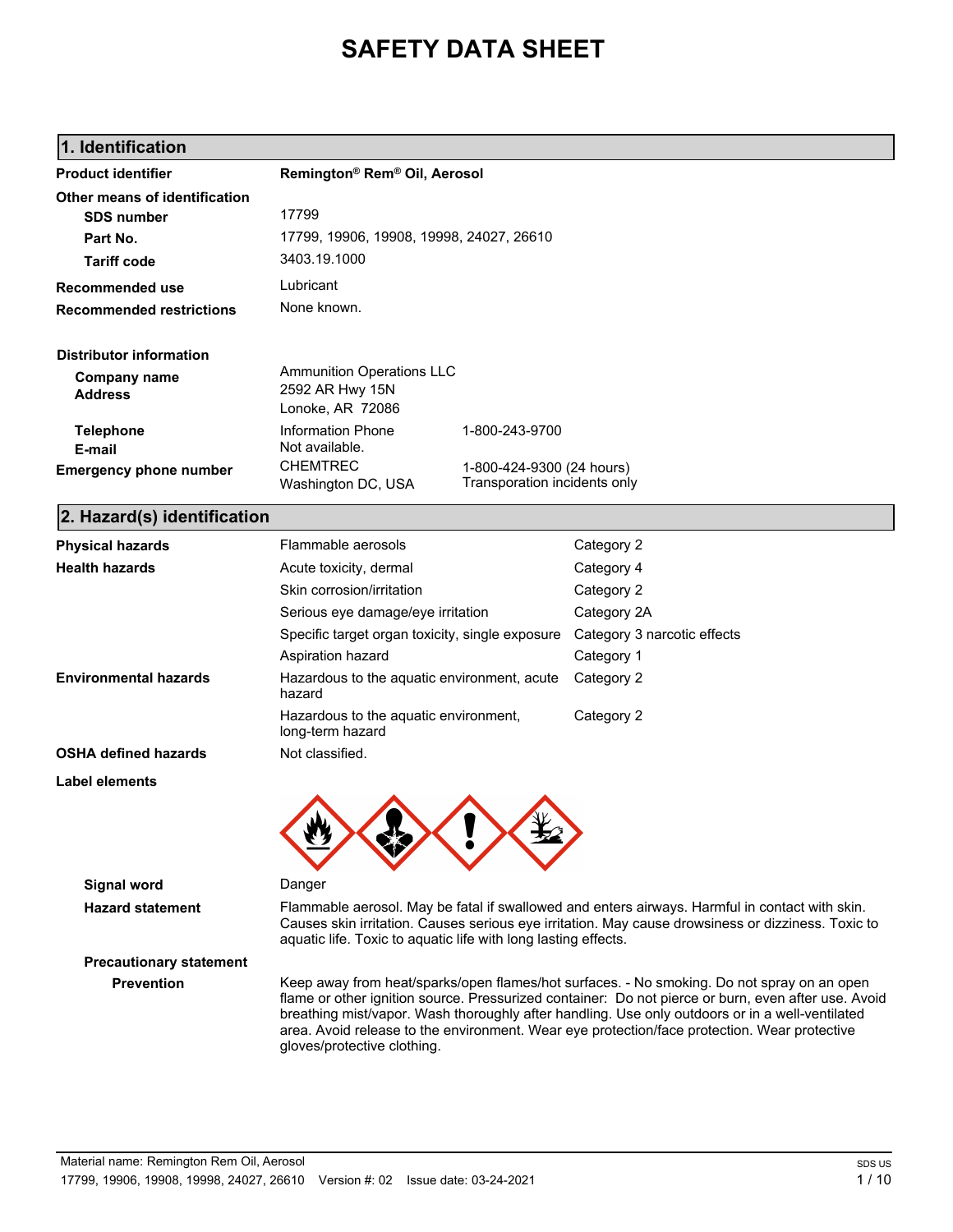# SAFETY DATA SHEET

## 1. Identification

| | | |
|---|---|---|
| **Product identifier** | **Remington® Rem® Oil, Aerosol** | |
| **Other means of identification** | | |
| **SDS number** | 17799 | |
| **Part No.** | 17799, 19906, 19908, 19998, 24027, 26610 | |
| **Tariff code** | 3403.19.1000 | |
| **Recommended use** | Lubricant | |
| **Recommended restrictions** | None known. | |

**Distributor information**

| | | |
|---|---|---|
| **Company name** **Address** | Ammunition Operations LLC<br>2592 AR Hwy 15N<br>Lonoke, AR 72086 | |
| **Telephone** | Information Phone | 1-800-243-9700 |
| **E-mail** | Not available. | |
| **Emergency phone number** | CHEMTREC<br>Washington DC, USA | 1-800-424-9300 (24 hours)<br>Transporation incidents only |

## 2. Hazard(s) identification

| | | |
|---|---|---|
| **Physical hazards** | Flammable aerosols | Category 2 |
| **Health hazards** | Acute toxicity, dermal | Category 4 |
| | Skin corrosion/irritation | Category 2 |
| | Serious eye damage/eye irritation | Category 2A |
| | Specific target organ toxicity, single exposure | Category 3 narcotic effects |
| | Aspiration hazard | Category 1 |
| **Environmental hazards** | Hazardous to the aquatic environment, acute hazard | Category 2 |
| | Hazardous to the aquatic environment, long-term hazard | Category 2 |
| **OSHA defined hazards** | Not classified. | |

**Label elements**

**Signal word** Danger

**Hazard statement** Flammable aerosol. May be fatal if swallowed and enters airways. Harmful in contact with skin. Causes skin irritation. Causes serious eye irritation. May cause drowsiness or dizziness. Toxic to aquatic life. Toxic to aquatic life with long lasting effects.

**Precautionary statement**

**Prevention** Keep away from heat/sparks/open flames/hot surfaces. - No smoking. Do not spray on an open flame or other ignition source. Pressurized container: Do not pierce or burn, even after use. Avoid breathing mist/vapor. Wash thoroughly after handling. Use only outdoors or in a well-ventilated area. Avoid release to the environment. Wear eye protection/face protection. Wear protective gloves/protective clothing.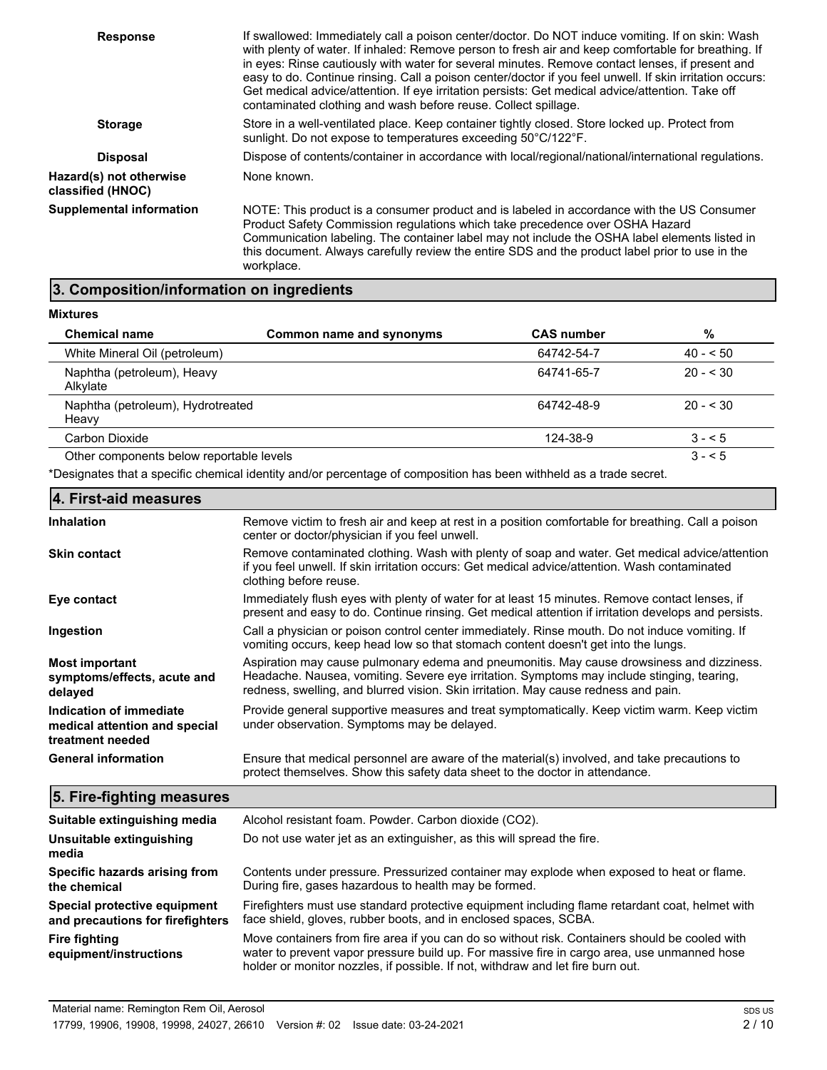**Response** If swallowed: Immediately call a poison center/doctor. Do NOT induce vomiting. If on skin: Wash with plenty of water. If inhaled: Remove person to fresh air and keep comfortable for breathing. If in eyes: Rinse cautiously with water for several minutes. Remove contact lenses, if present and easy to do. Continue rinsing. Call a poison center/doctor if you feel unwell. If skin irritation occurs: Get medical advice/attention. If eye irritation persists: Get medical advice/attention. Take off contaminated clothing and wash before reuse. Collect spillage.

**Storage** Store in a well-ventilated place. Keep container tightly closed. Store locked up. Protect from sunlight. Do not expose to temperatures exceeding 50°C/122°F.

**Disposal** Dispose of contents/container in accordance with local/regional/national/international regulations.

**Hazard(s) not otherwise classified (HNOC)** None known.

**Supplemental information** NOTE: This product is a consumer product and is labeled in accordance with the US Consumer Product Safety Commission regulations which take precedence over OSHA Hazard Communication labeling. The container label may not include the OSHA label elements listed in this document. Always carefully review the entire SDS and the product label prior to use in the workplace.

## 3. Composition/information on ingredients

**Mixtures**

| Chemical name | Common name and synonyms | CAS number | % |
|---|---|---|---|
| White Mineral Oil (petroleum) | | 64742-54-7 | 40 - < 50 |
| Naphtha (petroleum), Heavy Alkylate | | 64741-65-7 | 20 - < 30 |
| Naphtha (petroleum), Hydrotreated Heavy | | 64742-48-9 | 20 - < 30 |
| Carbon Dioxide | | 124-38-9 | 3 - < 5 |
| Other components below reportable levels | | | 3 - < 5 |

*Designates that a specific chemical identity and/or percentage of composition has been withheld as a trade secret.

## 4. First-aid measures

**Inhalation** Remove victim to fresh air and keep at rest in a position comfortable for breathing. Call a poison center or doctor/physician if you feel unwell.

**Skin contact** Remove contaminated clothing. Wash with plenty of soap and water. Get medical advice/attention if you feel unwell. If skin irritation occurs: Get medical advice/attention. Wash contaminated clothing before reuse.

**Eye contact** Immediately flush eyes with plenty of water for at least 15 minutes. Remove contact lenses, if present and easy to do. Continue rinsing. Get medical attention if irritation develops and persists.

**Ingestion** Call a physician or poison control center immediately. Rinse mouth. Do not induce vomiting. If vomiting occurs, keep head low so that stomach content doesn't get into the lungs.

**Most important symptoms/effects, acute and delayed** Aspiration may cause pulmonary edema and pneumonitis. May cause drowsiness and dizziness. Headache. Nausea, vomiting. Severe eye irritation. Symptoms may include stinging, tearing, redness, swelling, and blurred vision. Skin irritation. May cause redness and pain.

**Indication of immediate medical attention and special treatment needed** Provide general supportive measures and treat symptomatically. Keep victim warm. Keep victim under observation. Symptoms may be delayed.

**General information** Ensure that medical personnel are aware of the material(s) involved, and take precautions to protect themselves. Show this safety data sheet to the doctor in attendance.

## 5. Fire-fighting measures

**Suitable extinguishing media** Alcohol resistant foam. Powder. Carbon dioxide ($CO_2$).

**Unsuitable extinguishing media** Do not use water jet as an extinguisher, as this will spread the fire.

**Specific hazards arising from the chemical** Contents under pressure. Pressurized container may explode when exposed to heat or flame. During fire, gases hazardous to health may be formed.

**Special protective equipment and precautions for firefighters** Firefighters must use standard protective equipment including flame retardant coat, helmet with face shield, gloves, rubber boots, and in enclosed spaces, SCBA.

**Fire fighting equipment/instructions** Move containers from fire area if you can do so without risk. Containers should be cooled with water to prevent vapor pressure build up. For massive fire in cargo area, use unmanned hose holder or monitor nozzles, if possible. If not, withdraw and let fire burn out.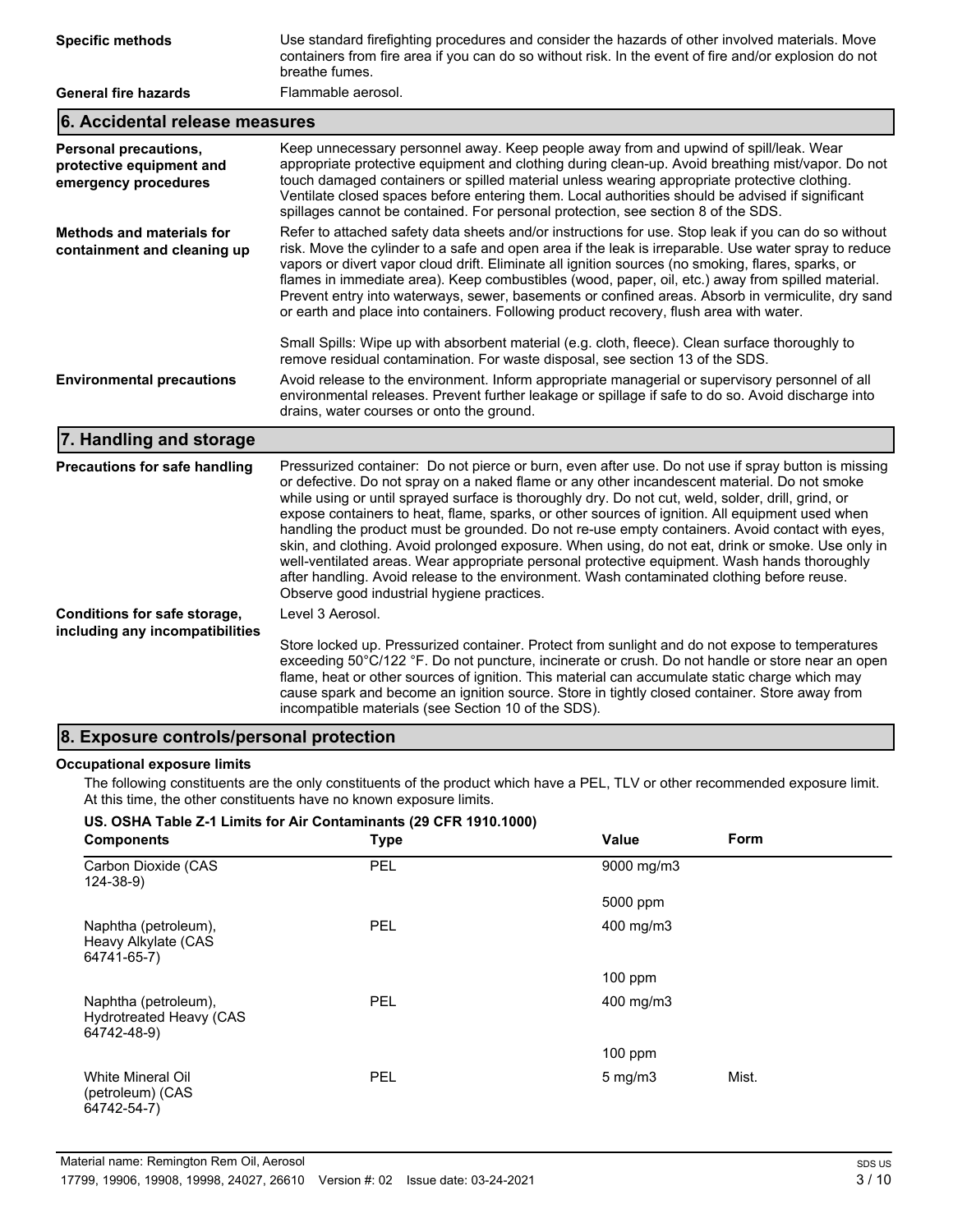| | |
|---|---|
| **Specific methods** | Use standard firefighting procedures and consider the hazards of other involved materials. Move containers from fire area if you can do so without risk. In the event of fire and/or explosion do not breathe fumes. |
| **General fire hazards** | Flammable aerosol. |

## 6. Accidental release measures

| | |
|---|---|
| **Personal precautions, protective equipment and emergency procedures** | Keep unnecessary personnel away. Keep people away from and upwind of spill/leak. Wear appropriate protective equipment and clothing during clean-up. Avoid breathing mist/vapor. Do not touch damaged containers or spilled material unless wearing appropriate protective clothing. Ventilate closed spaces before entering them. Local authorities should be advised if significant spillages cannot be contained. For personal protection, see section 8 of the SDS. |
| **Methods and materials for containment and cleaning up** | Refer to attached safety data sheets and/or instructions for use. Stop leak if you can do so without risk. Move the cylinder to a safe and open area if the leak is irreparable. Use water spray to reduce vapors or divert vapor cloud drift. Eliminate all ignition sources (no smoking, flares, sparks, or flames in immediate area). Keep combustibles (wood, paper, oil, etc.) away from spilled material. Prevent entry into waterways, sewer, basements or confined areas. Absorb in vermiculite, dry sand or earth and place into containers. Following product recovery, flush area with water.<br><br>Small Spills: Wipe up with absorbent material (e.g. cloth, fleece). Clean surface thoroughly to remove residual contamination. For waste disposal, see section 13 of the SDS. |
| **Environmental precautions** | Avoid release to the environment. Inform appropriate managerial or supervisory personnel of all environmental releases. Prevent further leakage or spillage if safe to do so. Avoid discharge into drains, water courses or onto the ground. |

## 7. Handling and storage

| | |
|---|---|
| **Precautions for safe handling** | Pressurized container: Do not pierce or burn, even after use. Do not use if spray button is missing or defective. Do not spray on a naked flame or any other incandescent material. Do not smoke while using or until sprayed surface is thoroughly dry. Do not cut, weld, solder, drill, grind, or expose containers to heat, flame, sparks, or other sources of ignition. All equipment used when handling the product must be grounded. Do not re-use empty containers. Avoid contact with eyes, skin, and clothing. Avoid prolonged exposure. When using, do not eat, drink or smoke. Use only in well-ventilated areas. Wear appropriate personal protective equipment. Wash hands thoroughly after handling. Avoid release to the environment. Wash contaminated clothing before reuse. Observe good industrial hygiene practices. |
| **Conditions for safe storage, including any incompatibilities** | Level 3 Aerosol.<br><br>Store locked up. Pressurized container. Protect from sunlight and do not expose to temperatures exceeding 50°C/122 °F. Do not puncture, incinerate or crush. Do not handle or store near an open flame, heat or other sources of ignition. This material can accumulate static charge which may cause spark and become an ignition source. Store in tightly closed container. Store away from incompatible materials (see Section 10 of the SDS). |

## 8. Exposure controls/personal protection

**Occupational exposure limits**

The following constituents are the only constituents of the product which have a PEL, TLV or other recommended exposure limit. At this time, the other constituents have no known exposure limits.

**US. OSHA Table Z-1 Limits for Air Contaminants (29 CFR 1910.1000)**

| Components | Type | Value | Form |
|---|---|---|---|
| Carbon Dioxide (CAS 124-38-9) | PEL | 9000 mg/m3 | |
| | | 5000 ppm | |
| Naphtha (petroleum), Heavy Alkylate (CAS 64741-65-7) | PEL | 400 mg/m3 | |
| | | 100 ppm | |
| Naphtha (petroleum), Hydrotreated Heavy (CAS 64742-48-9) | PEL | 400 mg/m3 | |
| | | 100 ppm | |
| White Mineral Oil (petroleum) (CAS 64742-54-7) | PEL | 5 mg/m3 | Mist. |

Material name: Remington Rem Oil, Aerosol
17799, 19906, 19908, 19998, 24027, 26610 Version #: 02 Issue date: 03-24-2021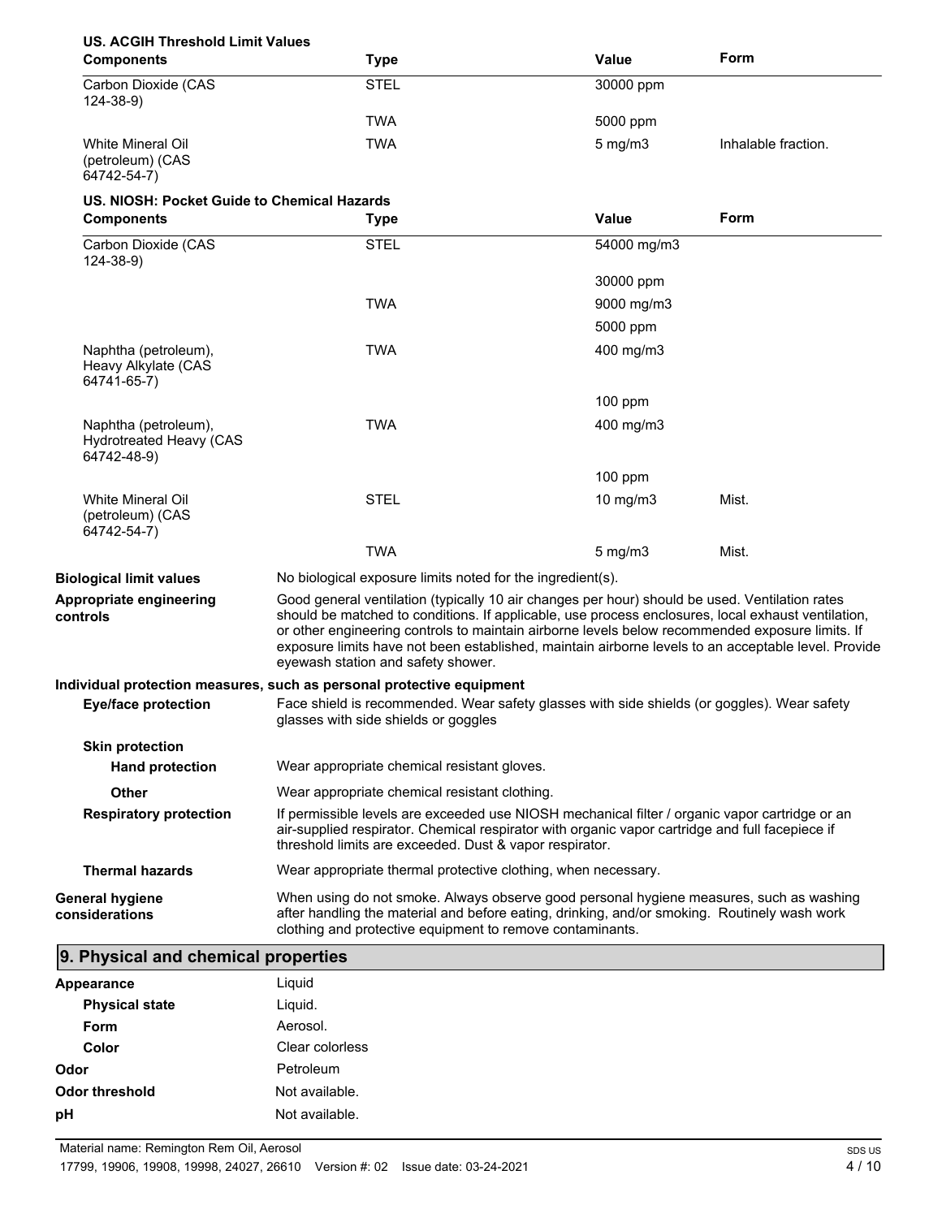**US. ACGIH Threshold Limit Values**

| Components | Type | Value | Form |
|---|---|---|---|
| Carbon Dioxide (CAS 124-38-9) | STEL | 30000 ppm | |
| | TWA | 5000 ppm | |
| White Mineral Oil (petroleum) (CAS 64742-54-7) | TWA | 5 mg/m3 | Inhalable fraction. |

**US. NIOSH: Pocket Guide to Chemical Hazards**

| Components | Type | Value | Form |
|---|---|---|---|
| Carbon Dioxide (CAS 124-38-9) | STEL | 54000 mg/m3 | |
| | | 30000 ppm | |
| | TWA | 9000 mg/m3 | |
| | | 5000 ppm | |
| Naphtha (petroleum), Heavy Alkylate (CAS 64741-65-7) | TWA | 400 mg/m3 | |
| | | 100 ppm | |
| Naphtha (petroleum), Hydrotreated Heavy (CAS 64742-48-9) | TWA | 400 mg/m3 | |
| | | 100 ppm | |
| White Mineral Oil (petroleum) (CAS 64742-54-7) | STEL | 10 mg/m3 | Mist. |
| | TWA | 5 mg/m3 | Mist. |

**Biological limit values** No biological exposure limits noted for the ingredient(s).

**Appropriate engineering controls** Good general ventilation (typically 10 air changes per hour) should be used. Ventilation rates should be matched to conditions. If applicable, use process enclosures, local exhaust ventilation, or other engineering controls to maintain airborne levels below recommended exposure limits. If exposure limits have not been established, maintain airborne levels to an acceptable level. Provide eyewash station and safety shower.

**Individual protection measures, such as personal protective equipment**

**Eye/face protection** Face shield is recommended. Wear safety glasses with side shields (or goggles). Wear safety glasses with side shields or goggles

**Skin protection**

**Hand protection** Wear appropriate chemical resistant gloves.

**Other** Wear appropriate chemical resistant clothing.

**Respiratory protection** If permissible levels are exceeded use NIOSH mechanical filter / organic vapor cartridge or an air-supplied respirator. Chemical respirator with organic vapor cartridge and full facepiece if threshold limits are exceeded. Dust & vapor respirator.

**Thermal hazards** Wear appropriate thermal protective clothing, when necessary.

**General hygiene considerations** When using do not smoke. Always observe good personal hygiene measures, such as washing after handling the material and before eating, drinking, and/or smoking. Routinely wash work clothing and protective equipment to remove contaminants.

## 9. Physical and chemical properties

**Appearance** Liquid

**Physical state** Liquid.

**Form** Aerosol.

**Color** Clear colorless

**Odor** Petroleum

**Odor threshold** Not available.

**pH** Not available.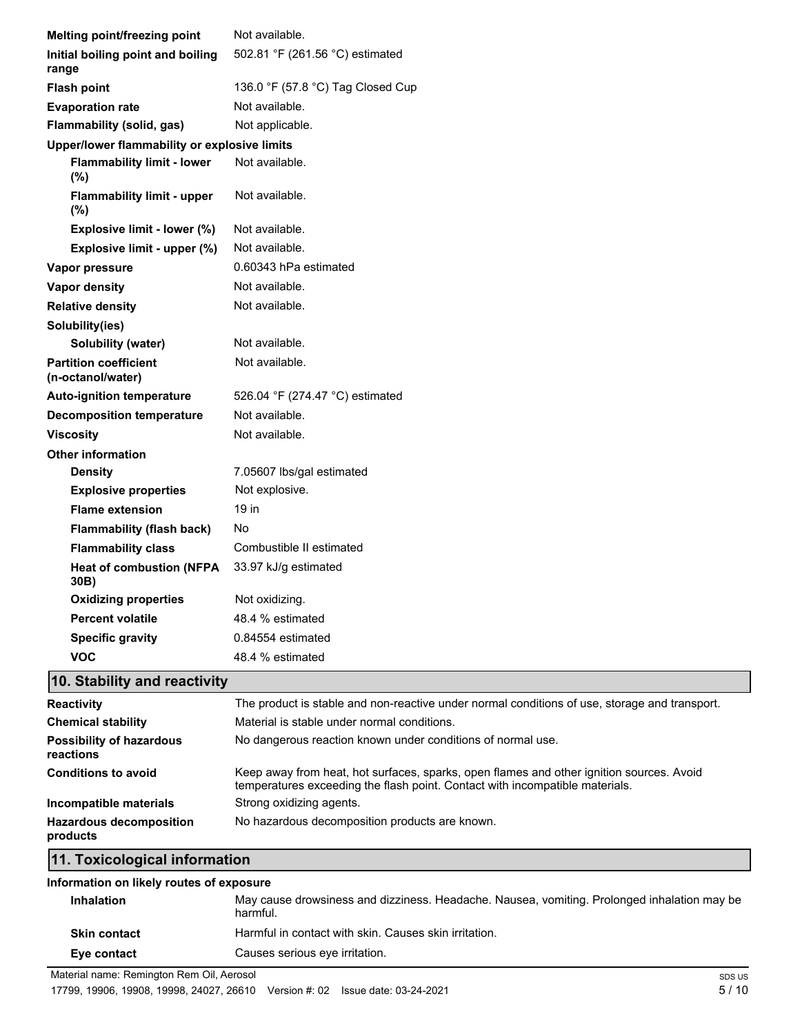| | |
|---|---|
| **Melting point/freezing point** | Not available. |
| **Initial boiling point and boiling range** | 502.81 °F (261.56 °C) estimated |
| **Flash point** | 136.0 °F (57.8 °C) Tag Closed Cup |
| **Evaporation rate** | Not available. |
| **Flammability (solid, gas)** | Not applicable. |
| **Upper/lower flammability or explosive limits** | |
| **Flammability limit - lower (%)** | Not available. |
| **Flammability limit - upper (%)** | Not available. |
| **Explosive limit - lower (%)** | Not available. |
| **Explosive limit - upper (%)** | Not available. |
| **Vapor pressure** | 0.60343 hPa estimated |
| **Vapor density** | Not available. |
| **Relative density** | Not available. |
| **Solubility(ies)** | |
| **Solubility (water)** | Not available. |
| **Partition coefficient (n-octanol/water)** | Not available. |
| **Auto-ignition temperature** | 526.04 °F (274.47 °C) estimated |
| **Decomposition temperature** | Not available. |
| **Viscosity** | Not available. |
| **Other information** | |
| **Density** | 7.05607 lbs/gal estimated |
| **Explosive properties** | Not explosive. |
| **Flame extension** | 19 in |
| **Flammability (flash back)** | No |
| **Flammability class** | Combustible II estimated |
| **Heat of combustion (NFPA 30B)** | 33.97 kJ/g estimated |
| **Oxidizing properties** | Not oxidizing. |
| **Percent volatile** | 48.4 % estimated |
| **Specific gravity** | 0.84554 estimated |
| **VOC** | 48.4 % estimated |

## 10. Stability and reactivity

| | |
|---|---|
| **Reactivity** | The product is stable and non-reactive under normal conditions of use, storage and transport. |
| **Chemical stability** | Material is stable under normal conditions. |
| **Possibility of hazardous reactions** | No dangerous reaction known under conditions of normal use. |
| **Conditions to avoid** | Keep away from heat, hot surfaces, sparks, open flames and other ignition sources. Avoid temperatures exceeding the flash point. Contact with incompatible materials. |
| **Incompatible materials** | Strong oxidizing agents. |
| **Hazardous decomposition products** | No hazardous decomposition products are known. |

## 11. Toxicological information

**Information on likely routes of exposure**

| | |
|---|---|
| **Inhalation** | May cause drowsiness and dizziness. Headache. Nausea, vomiting. Prolonged inhalation may be harmful. |
| **Skin contact** | Harmful in contact with skin. Causes skin irritation. |
| **Eye contact** | Causes serious eye irritation. |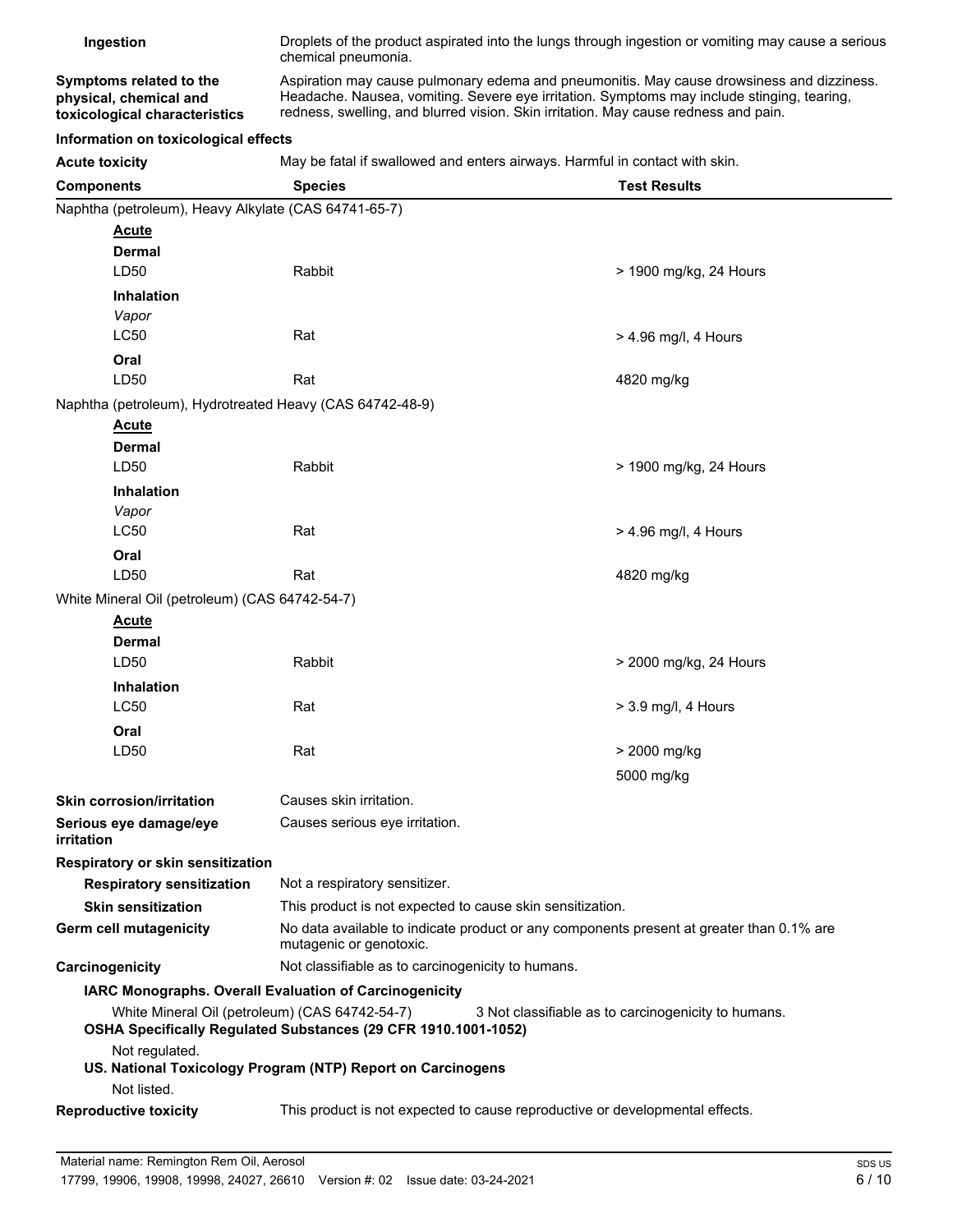**Ingestion** Droplets of the product aspirated into the lungs through ingestion or vomiting may cause a serious chemical pneumonia.

**Symptoms related to the physical, chemical and toxicological characteristics** Aspiration may cause pulmonary edema and pneumonitis. May cause drowsiness and dizziness. Headache. Nausea, vomiting. Severe eye irritation. Symptoms may include stinging, tearing, redness, swelling, and blurred vision. Skin irritation. May cause redness and pain.

**Information on toxicological effects**

**Acute toxicity** May be fatal if swallowed and enters airways. Harmful in contact with skin.

| Components | Species | Test Results |
|---|---|---|
| Naphtha (petroleum), Heavy Alkylate (CAS 64741-65-7) | | |
| **Acute** | | |
| **Dermal** | | |
| LD50 | Rabbit | > 1900 mg/kg, 24 Hours |
| **Inhalation** | | |
| *Vapor* | | |
| LC50 | Rat | > 4.96 mg/l, 4 Hours |
| **Oral** | | |
| LD50 | Rat | 4820 mg/kg |
| Naphtha (petroleum), Hydrotreated Heavy (CAS 64742-48-9) | | |
| **Acute** | | |
| **Dermal** | | |
| LD50 | Rabbit | > 1900 mg/kg, 24 Hours |
| **Inhalation** | | |
| *Vapor* | | |
| LC50 | Rat | > 4.96 mg/l, 4 Hours |
| **Oral** | | |
| LD50 | Rat | 4820 mg/kg |
| White Mineral Oil (petroleum) (CAS 64742-54-7) | | |
| **Acute** | | |
| **Dermal** | | |
| LD50 | Rabbit | > 2000 mg/kg, 24 Hours |
| **Inhalation** | | |
| LC50 | Rat | > 3.9 mg/l, 4 Hours |
| **Oral** | | |
| LD50 | Rat | > 2000 mg/kg |
| | | 5000 mg/kg |

**Skin corrosion/irritation** Causes skin irritation.

**Serious eye damage/eye irritation** Causes serious eye irritation.

**Respiratory or skin sensitization**

**Respiratory sensitization** Not a respiratory sensitizer.

**Skin sensitization** This product is not expected to cause skin sensitization.

**Germ cell mutagenicity** No data available to indicate product or any components present at greater than 0.1% are mutagenic or genotoxic.

**Carcinogenicity** Not classifiable as to carcinogenicity to humans.

**IARC Monographs. Overall Evaluation of Carcinogenicity**

White Mineral Oil (petroleum) (CAS 64742-54-7) 3 Not classifiable as to carcinogenicity to humans.

**OSHA Specifically Regulated Substances (29 CFR 1910.1001-1052)**

Not regulated.

**US. National Toxicology Program (NTP) Report on Carcinogens**

Not listed.

**Reproductive toxicity** This product is not expected to cause reproductive or developmental effects.

Material name: Remington Rem Oil, Aerosol
17799, 19906, 19908, 19998, 24027, 26610 Version #: 02 Issue date: 03-24-2021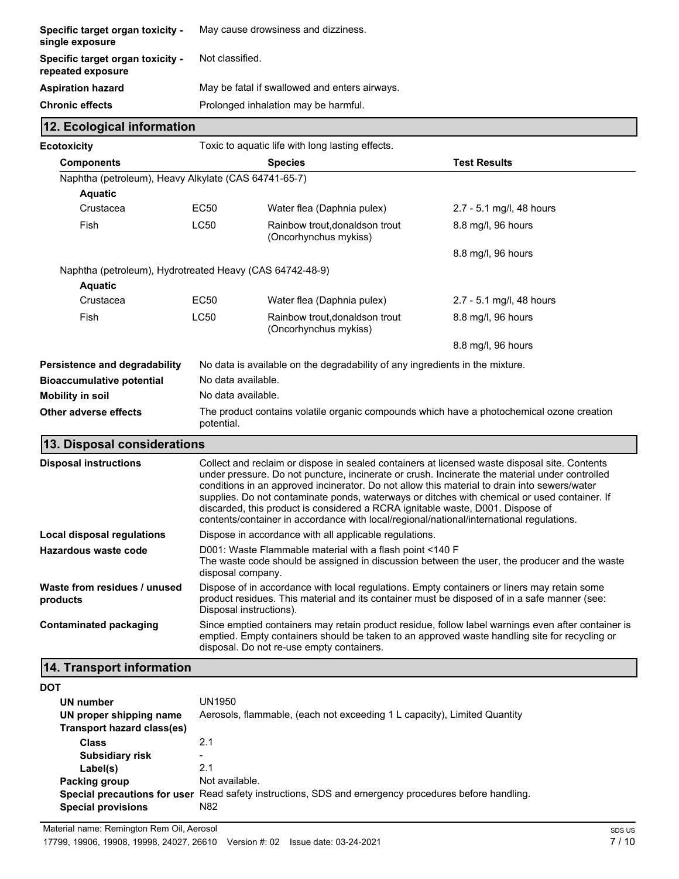| | |
|---|---|
| **Specific target organ toxicity - single exposure** | May cause drowsiness and dizziness. |
| **Specific target organ toxicity - repeated exposure** | Not classified. |
| **Aspiration hazard** | May be fatal if swallowed and enters airways. |
| **Chronic effects** | Prolonged inhalation may be harmful. |

## 12. Ecological information

**Ecotoxicity** Toxic to aquatic life with long lasting effects.

| Components | | Species | Test Results |
|---|---|---|---|
| Naphtha (petroleum), Heavy Alkylate (CAS 64741-65-7) | | | |
| **Aquatic** | | | |
| Crustacea | EC50 | Water flea (Daphnia pulex) | 2.7 - 5.1 mg/l, 48 hours |
| Fish | LC50 | Rainbow trout,donaldson trout (Oncorhynchus mykiss) | 8.8 mg/l, 96 hours |
| | | | 8.8 mg/l, 96 hours |
| Naphtha (petroleum), Hydrotreated Heavy (CAS 64742-48-9) | | | |
| **Aquatic** | | | |
| Crustacea | EC50 | Water flea (Daphnia pulex) | 2.7 - 5.1 mg/l, 48 hours |
| Fish | LC50 | Rainbow trout,donaldson trout (Oncorhynchus mykiss) | 8.8 mg/l, 96 hours |
| | | | 8.8 mg/l, 96 hours |

| | |
|---|---|
| **Persistence and degradability** | No data is available on the degradability of any ingredients in the mixture. |
| **Bioaccumulative potential** | No data available. |
| **Mobility in soil** | No data available. |
| **Other adverse effects** | The product contains volatile organic compounds which have a photochemical ozone creation potential. |

## 13. Disposal considerations

| | |
|---|---|
| **Disposal instructions** | Collect and reclaim or dispose in sealed containers at licensed waste disposal site. Contents under pressure. Do not puncture, incinerate or crush. Incinerate the material under controlled conditions in an approved incinerator. Do not allow this material to drain into sewers/water supplies. Do not contaminate ponds, waterways or ditches with chemical or used container. If discarded, this product is considered a RCRA ignitable waste, D001. Dispose of contents/container in accordance with local/regional/national/international regulations. |
| **Local disposal regulations** | Dispose in accordance with all applicable regulations. |
| **Hazardous waste code** | D001: Waste Flammable material with a flash point <140 F<br>The waste code should be assigned in discussion between the user, the producer and the waste disposal company. |
| **Waste from residues / unused products** | Dispose of in accordance with local regulations. Empty containers or liners may retain some product residues. This material and its container must be disposed of in a safe manner (see: Disposal instructions). |
| **Contaminated packaging** | Since emptied containers may retain product residue, follow label warnings even after container is emptied. Empty containers should be taken to an approved waste handling site for recycling or disposal. Do not re-use empty containers. |

## 14. Transport information

**DOT**

| | |
|---|---|
| **UN number** | UN1950 |
| **UN proper shipping name** | Aerosols, flammable, (each not exceeding 1 L capacity), Limited Quantity |
| **Transport hazard class(es)** | |
| **Class** | 2.1 |
| **Subsidiary risk** | - |
| **Label(s)** | 2.1 |
| **Packing group** | Not available. |
| **Special precautions for user** | Read safety instructions, SDS and emergency procedures before handling. |
| **Special provisions** | N82 |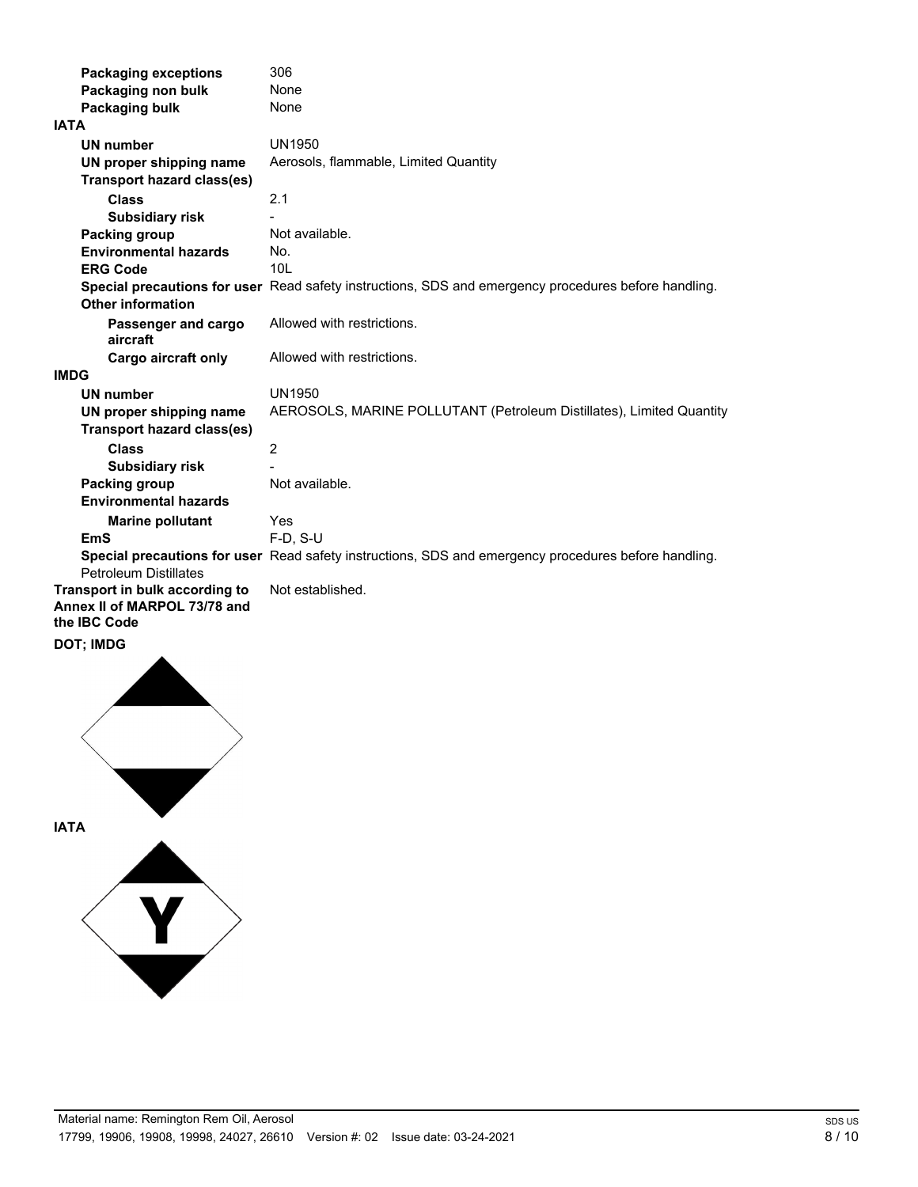| | |
|---|---|
| **Packaging exceptions** | 306 |
| **Packaging non bulk** | None |
| **Packaging bulk** | None |

**IATA**

| | |
|---|---|
| **UN number** | UN1950 |
| **UN proper shipping name** | Aerosols, flammable, Limited Quantity |
| **Transport hazard class(es)** | |
| **Class** | 2.1 |
| **Subsidiary risk** | - |
| **Packing group** | Not available. |
| **Environmental hazards** | No. |
| **ERG Code** | 10L |
| **Special precautions for user** | Read safety instructions, SDS and emergency procedures before handling. |
| **Other information** | |
| **Passenger and cargo aircraft** | Allowed with restrictions. |
| **Cargo aircraft only** | Allowed with restrictions. |

**IMDG**

| | |
|---|---|
| **UN number** | UN1950 |
| **UN proper shipping name** | AEROSOLS, MARINE POLLUTANT (Petroleum Distillates), Limited Quantity |
| **Transport hazard class(es)** | |
| **Class** | 2 |
| **Subsidiary risk** | - |
| **Packing group** | Not available. |
| **Environmental hazards** | |
| **Marine pollutant** | Yes |
| **EmS** | F-D, S-U |
| **Special precautions for user** | Read safety instructions, SDS and emergency procedures before handling. |

Petroleum Distillates

| | |
|---|---|
| **Transport in bulk according to Annex II of MARPOL 73/78 and the IBC Code** | Not established. |

**DOT; IMDG**

**IATA**

Y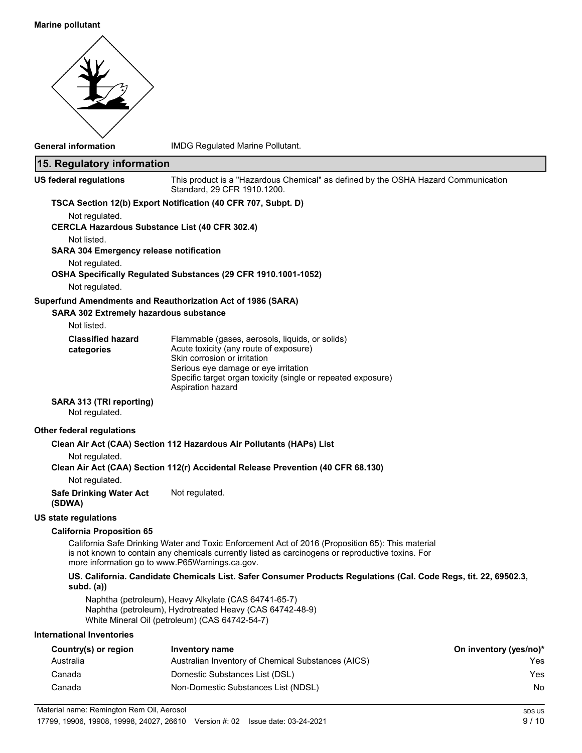**Marine pollutant**

**General information** IMDG Regulated Marine Pollutant.

## 15. Regulatory information

**US federal regulations** This product is a "Hazardous Chemical" as defined by the OSHA Hazard Communication Standard, 29 CFR 1910.1200.

**TSCA Section 12(b) Export Notification (40 CFR 707, Subpt. D)**

Not regulated.

**CERCLA Hazardous Substance List (40 CFR 302.4)**

Not listed.

**SARA 304 Emergency release notification**

Not regulated.

**OSHA Specifically Regulated Substances (29 CFR 1910.1001-1052)**

Not regulated.

**Superfund Amendments and Reauthorization Act of 1986 (SARA)**

**SARA 302 Extremely hazardous substance**

Not listed.

**Classified hazard categories**
- Flammable (gases, aerosols, liquids, or solids)
- Acute toxicity (any route of exposure)
- Skin corrosion or irritation
- Serious eye damage or eye irritation
- Specific target organ toxicity (single or repeated exposure)
- Aspiration hazard

**SARA 313 (TRI reporting)**

Not regulated.

**Other federal regulations**

**Clean Air Act (CAA) Section 112 Hazardous Air Pollutants (HAPs) List**

Not regulated.

**Clean Air Act (CAA) Section 112(r) Accidental Release Prevention (40 CFR 68.130)**

Not regulated.

**Safe Drinking Water Act (SDWA)** Not regulated.

**US state regulations**

**California Proposition 65**

California Safe Drinking Water and Toxic Enforcement Act of 2016 (Proposition 65): This material is not known to contain any chemicals currently listed as carcinogens or reproductive toxins. For more information go to www.P65Warnings.ca.gov.

**US. California. Candidate Chemicals List. Safer Consumer Products Regulations (Cal. Code Regs, tit. 22, 69502.3, subd. (a))**

Naphtha (petroleum), Heavy Alkylate (CAS 64741-65-7)
Naphtha (petroleum), Hydrotreated Heavy (CAS 64742-48-9)
White Mineral Oil (petroleum) (CAS 64742-54-7)

**International Inventories**

| Country(s) or region | Inventory name | On inventory (yes/no)* |
|---|---|---|
| Australia | Australian Inventory of Chemical Substances (AICS) | Yes |
| Canada | Domestic Substances List (DSL) | Yes |
| Canada | Non-Domestic Substances List (NDSL) | No |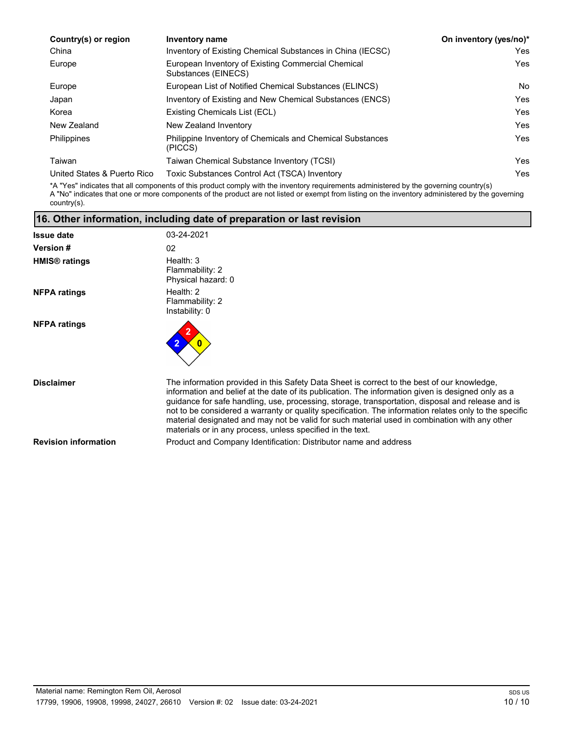| Country(s) or region | Inventory name | On inventory (yes/no)* |
|---|---|---|
| China | Inventory of Existing Chemical Substances in China (IECSC) | Yes |
| Europe | European Inventory of Existing Commercial Chemical Substances (EINECS) | Yes |
| Europe | European List of Notified Chemical Substances (ELINCS) | No |
| Japan | Inventory of Existing and New Chemical Substances (ENCS) | Yes |
| Korea | Existing Chemicals List (ECL) | Yes |
| New Zealand | New Zealand Inventory | Yes |
| Philippines | Philippine Inventory of Chemicals and Chemical Substances (PICCS) | Yes |
| Taiwan | Taiwan Chemical Substance Inventory (TCSI) | Yes |
| United States & Puerto Rico | Toxic Substances Control Act (TSCA) Inventory | Yes |

*A "Yes" indicates that all components of this product comply with the inventory requirements administered by the governing country(s)
A "No" indicates that one or more components of the product are not listed or exempt from listing on the inventory administered by the governing country(s).

## 16. Other information, including date of preparation or last revision

**Issue date** 03-24-2021

**Version #** 02

**HMIS® ratings**
Health: 3
Flammability: 2
Physical hazard: 0

**NFPA ratings**
Health: 2
Flammability: 2
Instability: 0

**NFPA ratings**

2
2 0

**Disclaimer** The information provided in this Safety Data Sheet is correct to the best of our knowledge, information and belief at the date of its publication. The information given is designed only as a guidance for safe handling, use, processing, storage, transportation, disposal and release and is not to be considered a warranty or quality specification. The information relates only to the specific material designated and may not be valid for such material used in combination with any other materials or in any process, unless specified in the text.

**Revision information** Product and Company Identification: Distributor name and address